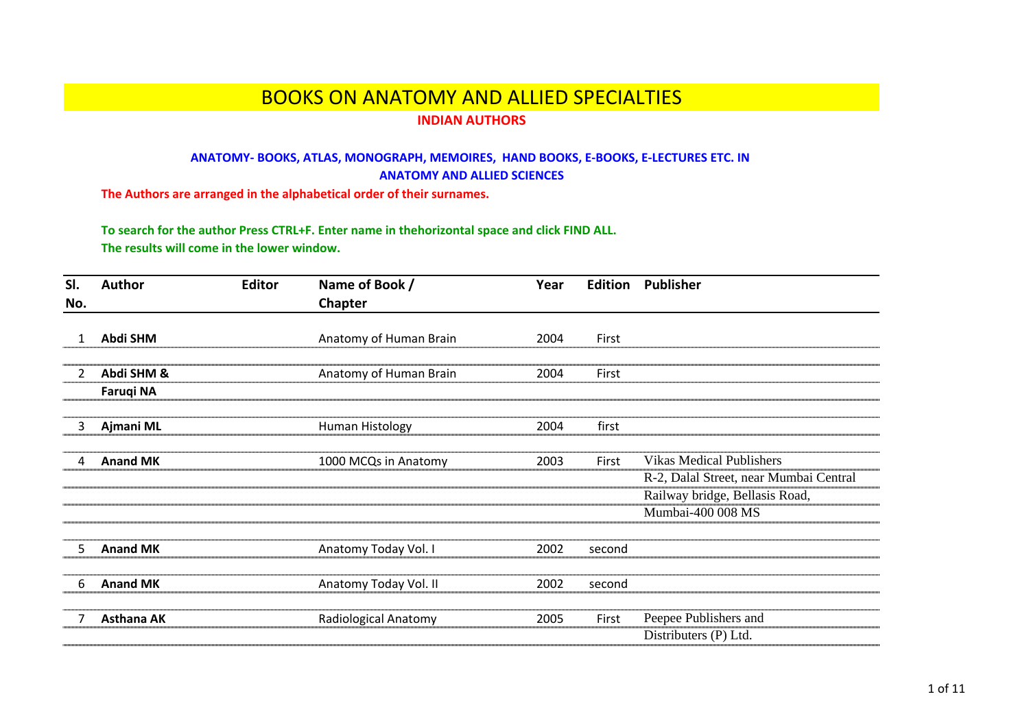# BOOKS ON ANATOMY AND ALLIED SPECIALTIES

**INDIAN AUTHORS**

**ANATOMY- BOOKS, ATLAS, MONOGRAPH, MEMOIRES, HAND BOOKS, E-BOOKS, E-LECTURES ETC. IN ANATOMY AND ALLIED SCIENCES**

**The Authors are arranged in the alphabetical order of their surnames.**

**To search for the author Press CTRL+F. Enter name in thehorizontal space and click FIND ALL.**
**The results will come in the lower window.**

| Sl. No. | Author | Editor | Name of Book / Chapter | Year | Edition | Publisher |
|---|---|---|---|---|---|---|
| 1 | **Abdi SHM** | | Anatomy of Human Brain | 2004 | First | |
| 2 | **Abdi SHM & Faruqi NA** | | Anatomy of Human Brain | 2004 | First | |
| 3 | **Ajmani ML** | | Human Histology | 2004 | first | |
| 4 | **Anand MK** | | 1000 MCQs in Anatomy | 2003 | First | Vikas Medical Publishers R-2, Dalal Street, near Mumbai Central Railway bridge, Bellasis Road, Mumbai-400 008 MS |
| 5 | **Anand MK** | | Anatomy Today Vol. I | 2002 | second | |
| 6 | **Anand MK** | | Anatomy Today Vol. II | 2002 | second | |
| 7 | **Asthana AK** | | Radiological Anatomy | 2005 | First | Peepee Publishers and Distributers (P) Ltd. |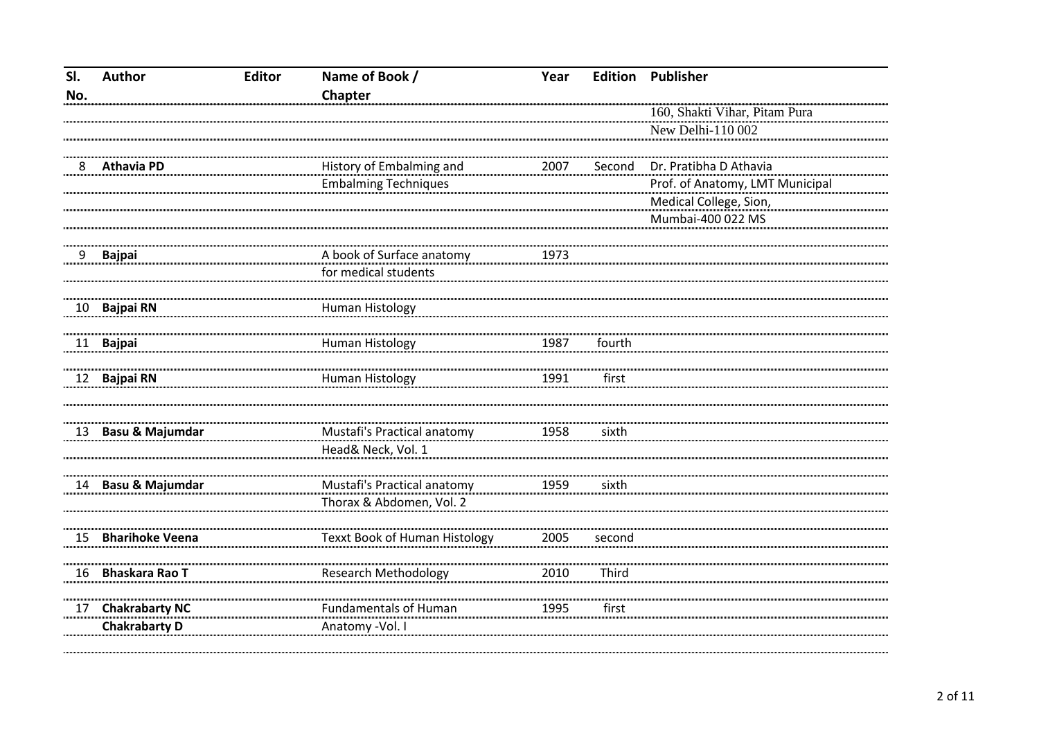| Sl. No. | Author | Editor | Name of Book / Chapter | Year | Edition | Publisher |
|---|---|---|---|---|---|---|
| | | | | | | 160, Shakti Vihar, Pitam Pura New Delhi-110 002 |
| 8 | **Athavia PD** | | History of Embalming and Embalming Techniques | 2007 | Second | Dr. Pratibha D Athavia Prof. of Anatomy, LMT Municipal Medical College, Sion, Mumbai-400 022 MS |
| 9 | **Bajpai** | | A book of Surface anatomy for medical students | 1973 | | |
| 10 | **Bajpai RN** | | Human Histology | | | |
| 11 | **Bajpai** | | Human Histology | 1987 | fourth | |
| 12 | **Bajpai RN** | | Human Histology | 1991 | first | |
| 13 | **Basu & Majumdar** | | Mustafi's Practical anatomy Head& Neck, Vol. 1 | 1958 | sixth | |
| 14 | **Basu & Majumdar** | | Mustafi's Practical anatomy Thorax & Abdomen, Vol. 2 | 1959 | sixth | |
| 15 | **Bharihoke Veena** | | Texxt Book of Human Histology | 2005 | second | |
| 16 | **Bhaskara Rao T** | | Research Methodology | 2010 | Third | |
| 17 | **Chakrabarty NC** **Chakrabarty D** | | Fundamentals of Human Anatomy -Vol. I | 1995 | first | |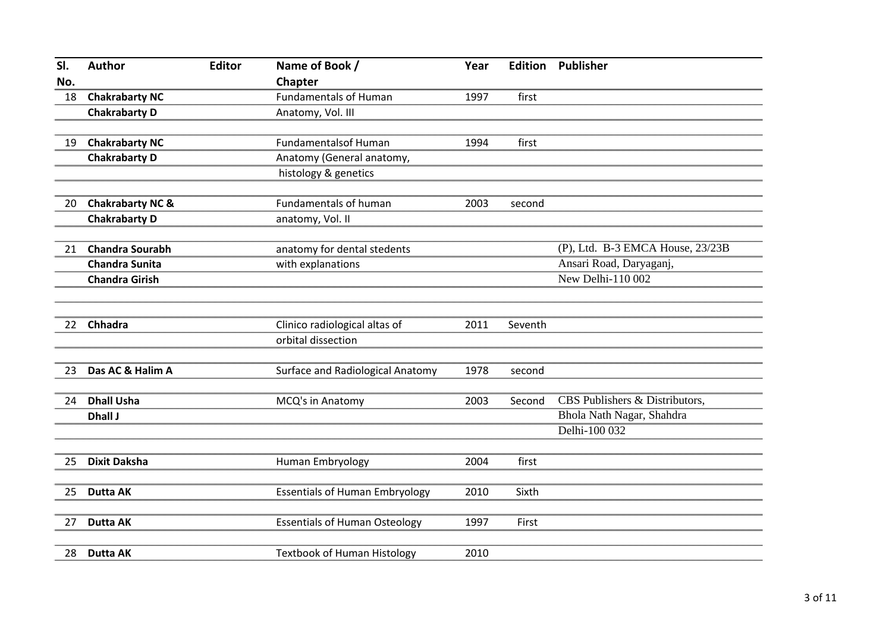| Sl. No. | Author | Editor | Name of Book / Chapter | Year | Edition | Publisher |
|---|---|---|---|---|---|---|
| 18 | **Chakrabarty NC** | | Fundamentals of Human | 1997 | first | |
| | **Chakrabarty D** | | Anatomy, Vol. III | | | |
| 19 | **Chakrabarty NC** | | Fundamentalsof Human | 1994 | first | |
| | **Chakrabarty D** | | Anatomy (General anatomy, | | | |
| | | | histology & genetics | | | |
| 20 | **Chakrabarty NC &** | | Fundamentals of human | 2003 | second | |
| | **Chakrabarty D** | | anatomy, Vol. II | | | |
| 21 | **Chandra Sourabh** | | anatomy for dental stedents | | | (P), Ltd. B-3 EMCA House, 23/23B |
| | **Chandra Sunita** | | with explanations | | | Ansari Road, Daryaganj, |
| | **Chandra Girish** | | | | | New Delhi-110 002 |
| 22 | **Chhadra** | | Clinico radiological altas of | 2011 | Seventh | |
| | | | orbital dissection | | | |
| 23 | **Das AC & Halim A** | | Surface and Radiological Anatomy | 1978 | second | |
| 24 | **Dhall Usha** | | MCQ's in Anatomy | 2003 | Second | CBS Publishers & Distributors, |
| | **Dhall J** | | | | | Bhola Nath Nagar, Shahdra |
| | | | | | | Delhi-100 032 |
| 25 | **Dixit Daksha** | | Human Embryology | 2004 | first | |
| 25 | **Dutta AK** | | Essentials of Human Embryology | 2010 | Sixth | |
| 27 | **Dutta AK** | | Essentials of Human Osteology | 1997 | First | |
| 28 | **Dutta AK** | | Textbook of Human Histology | 2010 | | |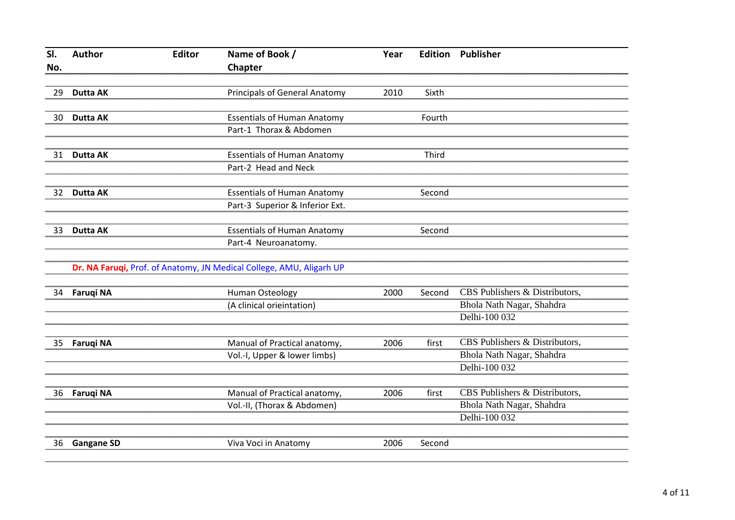| Sl. No. | Author | Editor | Name of Book / Chapter | Year | Edition | Publisher |
|---|---|---|---|---|---|---|
| 29 | **Dutta AK** | | Principals of General Anatomy | 2010 | Sixth | |
| 30 | **Dutta AK** | | Essentials of Human Anatomy Part-1 Thorax & Abdomen | | Fourth | |
| 31 | **Dutta AK** | | Essentials of Human Anatomy Part-2 Head and Neck | | Third | |
| 32 | **Dutta AK** | | Essentials of Human Anatomy Part-3 Superior & Inferior Ext. | | Second | |
| 33 | **Dutta AK** | | Essentials of Human Anatomy Part-4 Neuroanatomy. | | Second | |
| | **Dr. NA Faruqi,** Prof. of Anatomy, JN Medical College, AMU, Aligarh UP | | | | | |
| 34 | **Faruqi NA** | | Human Osteology (A clinical orieintation) | 2000 | Second | CBS Publishers & Distributors, Bhola Nath Nagar, Shahdra Delhi-100 032 |
| 35 | **Faruqi NA** | | Manual of Practical anatomy, Vol.-I, Upper & lower limbs) | 2006 | first | CBS Publishers & Distributors, Bhola Nath Nagar, Shahdra Delhi-100 032 |
| 36 | **Faruqi NA** | | Manual of Practical anatomy, Vol.-II, (Thorax & Abdomen) | 2006 | first | CBS Publishers & Distributors, Bhola Nath Nagar, Shahdra Delhi-100 032 |
| 36 | **Gangane SD** | | Viva Voci in Anatomy | 2006 | Second | |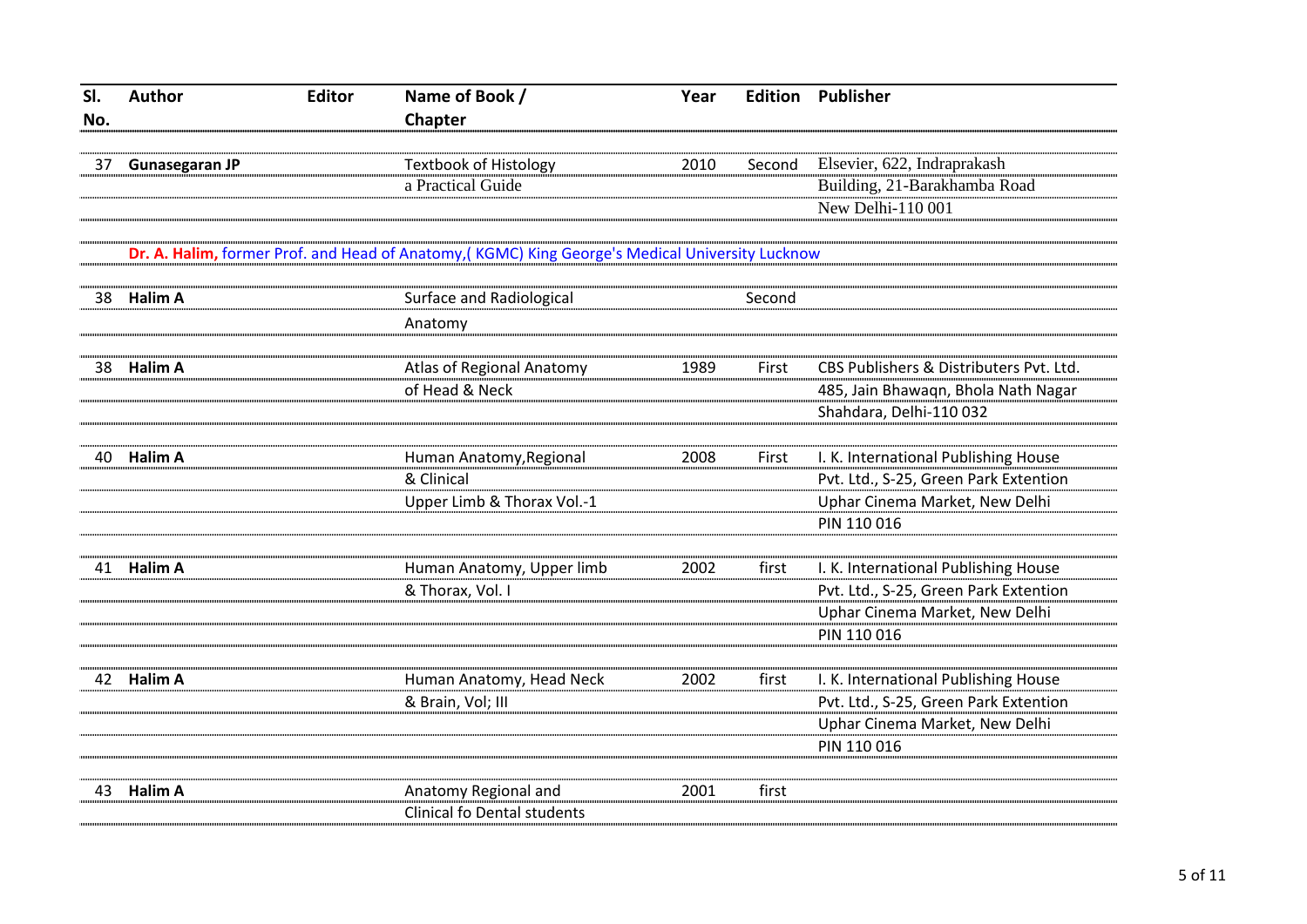| Sl. No. | Author | Editor | Name of Book / Chapter | Year | Edition | Publisher |
|---|---|---|---|---|---|---|
| 37 | **Gunasegaran JP** | | Textbook of Histology a Practical Guide | 2010 | Second | Elsevier, 622, Indraprakash Building, 21-Barakhamba Road New Delhi-110 001 |
| | **Dr. A. Halim,** former Prof. and Head of Anatomy,( KGMC) King George's Medical University Lucknow | | | | | |
| 38 | **Halim A** | | Surface and Radiological Anatomy | | Second | |
| 38 | **Halim A** | | Atlas of Regional Anatomy of Head & Neck | 1989 | First | CBS Publishers & Distributers Pvt. Ltd. 485, Jain Bhawaqn, Bhola Nath Nagar Shahdara, Delhi-110 032 |
| 40 | **Halim A** | | Human Anatomy,Regional & Clinical Upper Limb & Thorax Vol.-1 | 2008 | First | I. K. International Publishing House Pvt. Ltd., S-25, Green Park Extention Uphar Cinema Market, New Delhi PIN 110 016 |
| 41 | **Halim A** | | Human Anatomy, Upper limb & Thorax, Vol. I | 2002 | first | I. K. International Publishing House Pvt. Ltd., S-25, Green Park Extention Uphar Cinema Market, New Delhi PIN 110 016 |
| 42 | **Halim A** | | Human Anatomy, Head Neck & Brain, Vol; III | 2002 | first | I. K. International Publishing House Pvt. Ltd., S-25, Green Park Extention Uphar Cinema Market, New Delhi PIN 110 016 |
| 43 | **Halim A** | | Anatomy Regional and Clinical fo Dental students | 2001 | first | |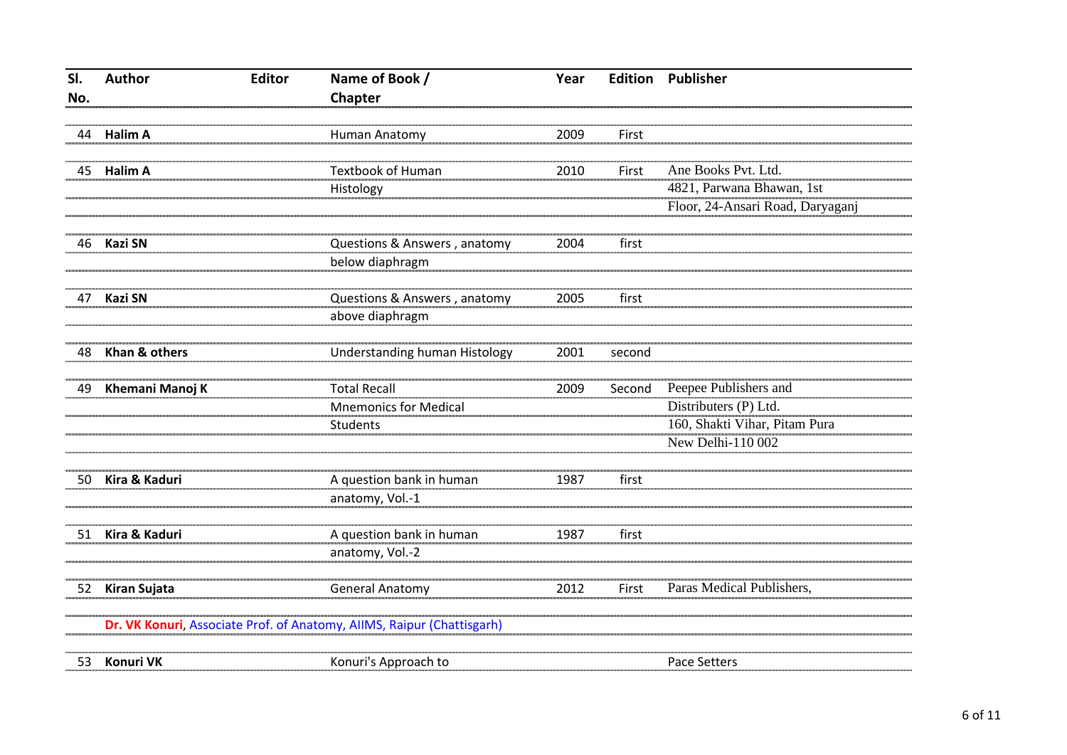| Sl. No. | Author | Editor | Name of Book / Chapter | Year | Edition | Publisher |
|---|---|---|---|---|---|---|
| 44 | **Halim A** | | Human Anatomy | 2009 | First | |
| 45 | **Halim A** | | Textbook of Human Histology | 2010 | First | Ane Books Pvt. Ltd. 4821, Parwana Bhawan, 1st Floor, 24-Ansari Road, Daryaganj |
| 46 | **Kazi SN** | | Questions & Answers , anatomy below diaphragm | 2004 | first | |
| 47 | **Kazi SN** | | Questions & Answers , anatomy above diaphragm | 2005 | first | |
| 48 | **Khan & others** | | Understanding human Histology | 2001 | second | |
| 49 | **Khemani Manoj K** | | Total Recall Mnemonics for Medical Students | 2009 | Second | Peepee Publishers and Distributers (P) Ltd. 160, Shakti Vihar, Pitam Pura New Delhi-110 002 |
| 50 | **Kira & Kaduri** | | A question bank in human anatomy, Vol.-1 | 1987 | first | |
| 51 | **Kira & Kaduri** | | A question bank in human anatomy, Vol.-2 | 1987 | first | |
| 52 | **Kiran Sujata** | | General Anatomy | 2012 | First | Paras Medical Publishers, |
| | **Dr. VK Konuri**, Associate Prof. of Anatomy, AIIMS, Raipur (Chattisgarh) | | | | | |
| 53 | **Konuri VK** | | Konuri's Approach to | | | Pace Setters |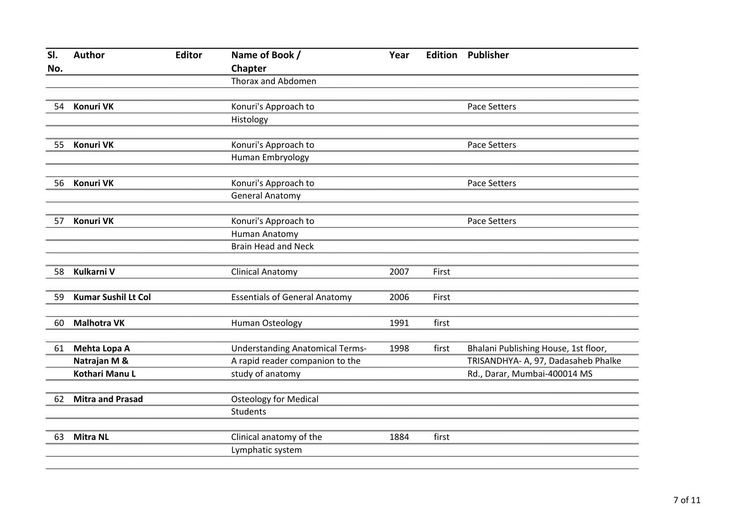| Sl. No. | Author | Editor | Name of Book / Chapter | Year | Edition | Publisher |
|---|---|---|---|---|---|---|
| | | | Thorax and Abdomen | | | |
| 54 | **Konuri VK** | | Konuri's Approach to Histology | | | Pace Setters |
| 55 | **Konuri VK** | | Konuri's Approach to Human Embryology | | | Pace Setters |
| 56 | **Konuri VK** | | Konuri's Approach to General Anatomy | | | Pace Setters |
| 57 | **Konuri VK** | | Konuri's Approach to Human Anatomy Brain Head and Neck | | | Pace Setters |
| 58 | **Kulkarni V** | | Clinical Anatomy | 2007 | First | |
| 59 | **Kumar Sushil Lt Col** | | Essentials of General Anatomy | 2006 | First | |
| 60 | **Malhotra VK** | | Human Osteology | 1991 | first | |
| 61 | **Mehta Lopa A Natrajan M & Kothari Manu L** | | Understanding Anatomical Terms- A rapid reader companion to the study of anatomy | 1998 | first | Bhalani Publishing House, 1st floor, TRISANDHYA- A, 97, Dadasaheb Phalke Rd., Darar, Mumbai-400014 MS |
| 62 | **Mitra and Prasad** | | Osteology for Medical Students | | | |
| 63 | **Mitra NL** | | Clinical anatomy of the Lymphatic system | 1884 | first | |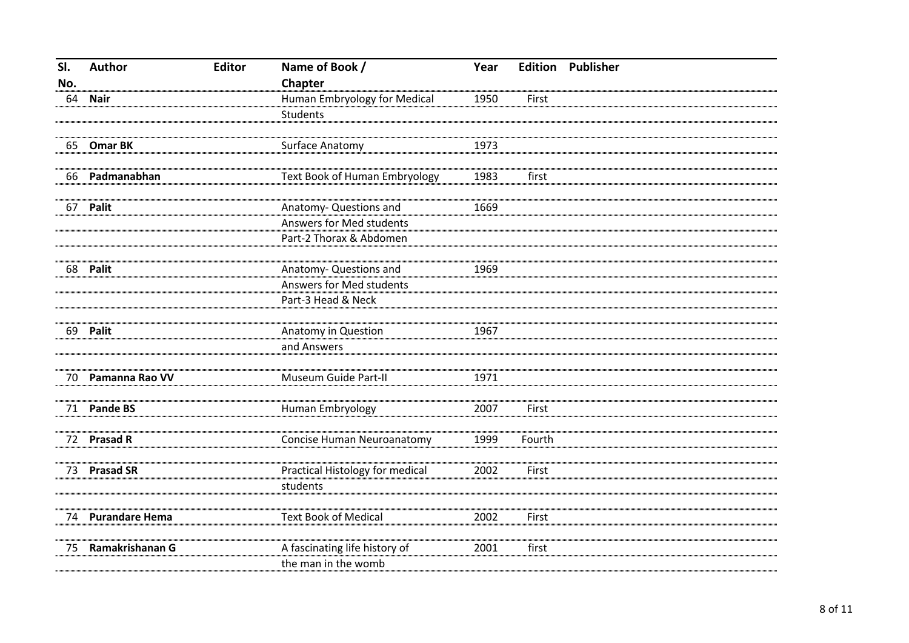| Sl. No. | Author | Editor | Name of Book / Chapter | Year | Edition | Publisher |
|---|---|---|---|---|---|---|
| 64 | **Nair** | | Human Embryology for Medical Students | 1950 | First | |
| 65 | **Omar BK** | | Surface Anatomy | 1973 | | |
| 66 | **Padmanabhan** | | Text Book of Human Embryology | 1983 | first | |
| 67 | **Palit** | | Anatomy- Questions and Answers for Med students Part-2 Thorax & Abdomen | 1669 | | |
| 68 | **Palit** | | Anatomy- Questions and Answers for Med students Part-3 Head & Neck | 1969 | | |
| 69 | **Palit** | | Anatomy in Question and Answers | 1967 | | |
| 70 | **Pamanna Rao VV** | | Museum Guide Part-II | 1971 | | |
| 71 | **Pande BS** | | Human Embryology | 2007 | First | |
| 72 | **Prasad R** | | Concise Human Neuroanatomy | 1999 | Fourth | |
| 73 | **Prasad SR** | | Practical Histology for medical students | 2002 | First | |
| 74 | **Purandare Hema** | | Text Book of Medical | 2002 | First | |
| 75 | **Ramakrishanan G** | | A fascinating life history of the man in the womb | 2001 | first | |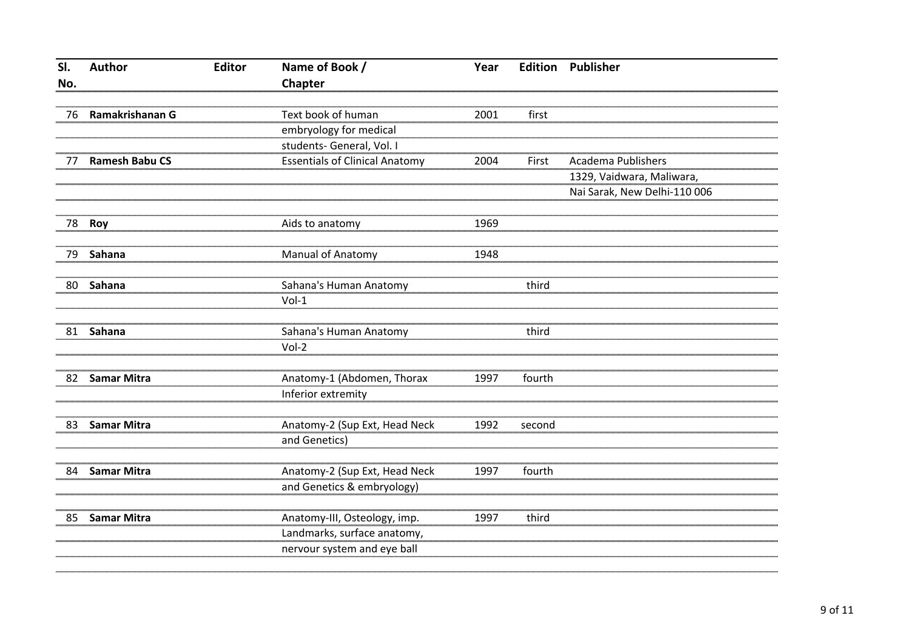| Sl. No. | Author | Editor | Name of Book / Chapter | Year | Edition | Publisher |
|---|---|---|---|---|---|---|
| 76 | **Ramakrishanan G** | | Text book of human embryology for medical students- General, Vol. I | 2001 | first | |
| 77 | **Ramesh Babu CS** | | Essentials of Clinical Anatomy | 2004 | First | Academa Publishers 1329, Vaidwara, Maliwara, Nai Sarak, New Delhi-110 006 |
| 78 | **Roy** | | Aids to anatomy | 1969 | | |
| 79 | **Sahana** | | Manual of Anatomy | 1948 | | |
| 80 | **Sahana** | | Sahana's Human Anatomy Vol-1 | | third | |
| 81 | **Sahana** | | Sahana's Human Anatomy Vol-2 | | third | |
| 82 | **Samar Mitra** | | Anatomy-1 (Abdomen, Thorax Inferior extremity | 1997 | fourth | |
| 83 | **Samar Mitra** | | Anatomy-2 (Sup Ext, Head Neck and Genetics) | 1992 | second | |
| 84 | **Samar Mitra** | | Anatomy-2 (Sup Ext, Head Neck and Genetics & embryology) | 1997 | fourth | |
| 85 | **Samar Mitra** | | Anatomy-III, Osteology, imp. Landmarks, surface anatomy, nervour system and eye ball | 1997 | third | |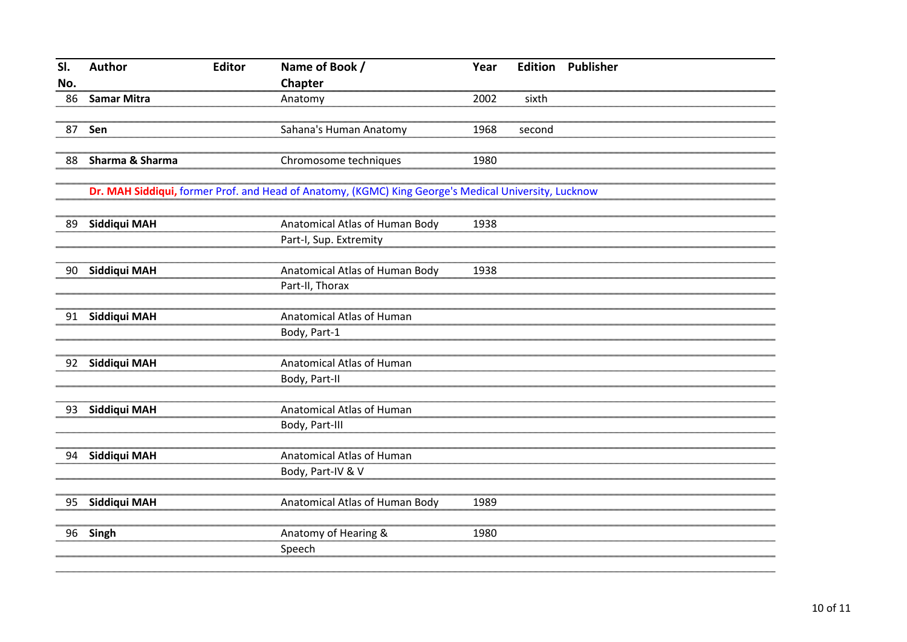| Sl. No. | Author | Editor | Name of Book / Chapter | Year | Edition | Publisher |
|---|---|---|---|---|---|---|
| 86 | **Samar Mitra** | | Anatomy | 2002 | sixth | |
| 87 | **Sen** | | Sahana's Human Anatomy | 1968 | second | |
| 88 | **Sharma & Sharma** | | Chromosome techniques | 1980 | | |
| | **Dr. MAH Siddiqui,** former Prof. and Head of Anatomy, (KGMC) King George's Medical University, Lucknow | | | | | |
| 89 | **Siddiqui MAH** | | Anatomical Atlas of Human Body Part-I, Sup. Extremity | 1938 | | |
| 90 | **Siddiqui MAH** | | Anatomical Atlas of Human Body Part-II, Thorax | 1938 | | |
| 91 | **Siddiqui MAH** | | Anatomical Atlas of Human Body, Part-1 | | | |
| 92 | **Siddiqui MAH** | | Anatomical Atlas of Human Body, Part-II | | | |
| 93 | **Siddiqui MAH** | | Anatomical Atlas of Human Body, Part-III | | | |
| 94 | **Siddiqui MAH** | | Anatomical Atlas of Human Body, Part-IV & V | | | |
| 95 | **Siddiqui MAH** | | Anatomical Atlas of Human Body | 1989 | | |
| 96 | **Singh** | | Anatomy of Hearing & Speech | 1980 | | |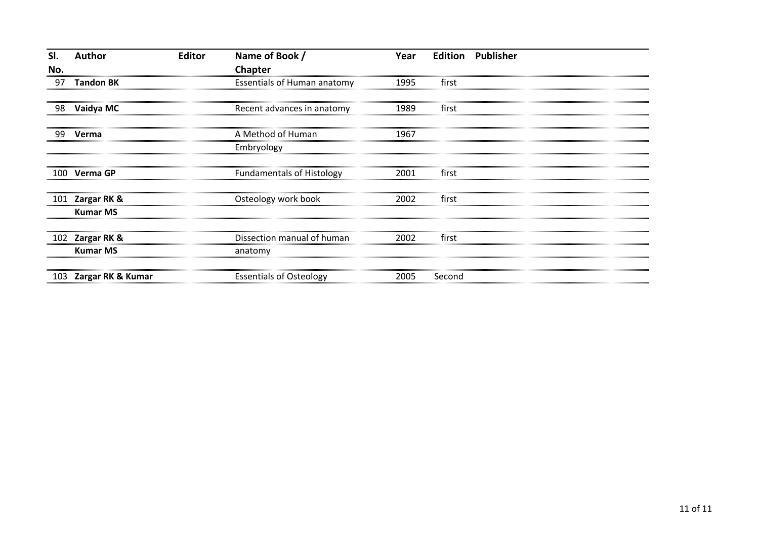| Sl. No. | Author | Editor | Name of Book / Chapter | Year | Edition | Publisher |
|---|---|---|---|---|---|---|
| 97 | **Tandon BK** | | Essentials of Human anatomy | 1995 | first | |
| 98 | **Vaidya MC** | | Recent advances in anatomy | 1989 | first | |
| 99 | **Verma** | | A Method of Human Embryology | 1967 | | |
| 100 | **Verma GP** | | Fundamentals of Histology | 2001 | first | |
| 101 | **Zargar RK & Kumar MS** | | Osteology work book | 2002 | first | |
| 102 | **Zargar RK & Kumar MS** | | Dissection manual of human anatomy | 2002 | first | |
| 103 | **Zargar RK & Kumar** | | Essentials of Osteology | 2005 | Second | |